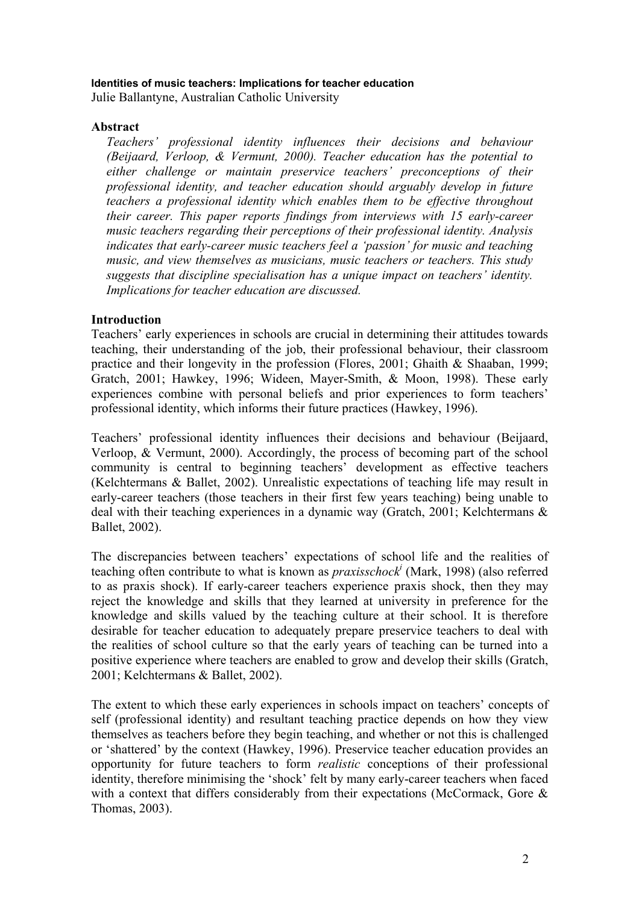# Identities of music teachers: Implications for teacher education

Julie Ballantyne, Australian Catholic University

## Abstract

*Teachers' professional identity influences their decisions and behaviour (Beijaard, Verloop, & Vermunt, 2000). Teacher education has the potential to either challenge or maintain preservice teachers' preconceptions of their professional identity, and teacher education should arguably develop in future teachers a professional identity which enables them to be effective throughout their career. This paper reports findings from interviews with 15 early-career music teachers regarding their perceptions of their professional identity. Analysis indicates that early-career music teachers feel a 'passion' for music and teaching music, and view themselves as musicians, music teachers or teachers. This study suggests that discipline specialisation has a unique impact on teachers' identity. Implications for teacher education are discussed.*

## Introduction

Teachers' early experiences in schools are crucial in determining their attitudes towards teaching, their understanding of the job, their professional behaviour, their classroom practice and their longevity in the profession (Flores, 2001; Ghaith & Shaaban, 1999; Gratch, 2001; Hawkey, 1996; Wideen, Mayer-Smith, & Moon, 1998). These early experiences combine with personal beliefs and prior experiences to form teachers' professional identity, which informs their future practices (Hawkey, 1996).

Teachers' professional identity influences their decisions and behaviour (Beijaard, Verloop, & Vermunt, 2000). Accordingly, the process of becoming part of the school community is central to beginning teachers' development as effective teachers (Kelchtermans & Ballet, 2002). Unrealistic expectations of teaching life may result in early-career teachers (those teachers in their first few years teaching) being unable to deal with their teaching experiences in a dynamic way (Gratch, 2001; Kelchtermans & Ballet, 2002).

The discrepancies between teachers' expectations of school life and the realities of teaching often contribute to what is known as *praxisschock*[i] (Mark, 1998) (also referred to as praxis shock). If early-career teachers experience praxis shock, then they may reject the knowledge and skills that they learned at university in preference for the knowledge and skills valued by the teaching culture at their school. It is therefore desirable for teacher education to adequately prepare preservice teachers to deal with the realities of school culture so that the early years of teaching can be turned into a positive experience where teachers are enabled to grow and develop their skills (Gratch, 2001; Kelchtermans & Ballet, 2002).

The extent to which these early experiences in schools impact on teachers' concepts of self (professional identity) and resultant teaching practice depends on how they view themselves as teachers before they begin teaching, and whether or not this is challenged or 'shattered' by the context (Hawkey, 1996). Preservice teacher education provides an opportunity for future teachers to form *realistic* conceptions of their professional identity, therefore minimising the 'shock' felt by many early-career teachers when faced with a context that differs considerably from their expectations (McCormack, Gore & Thomas, 2003).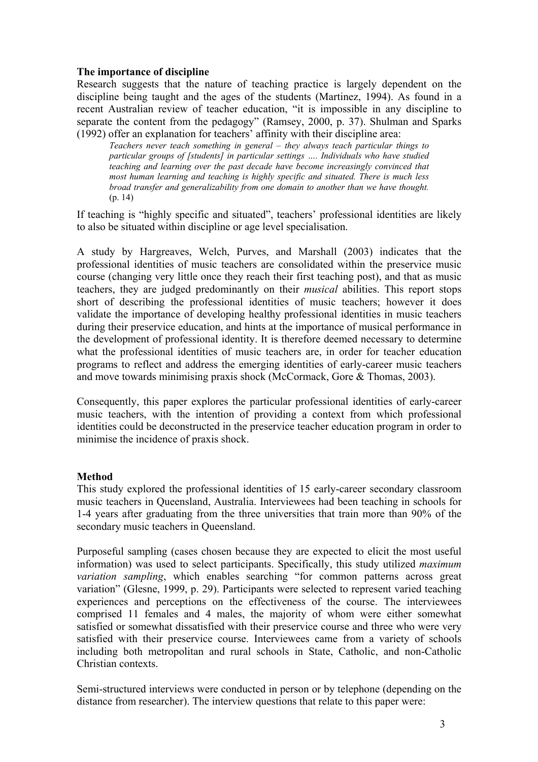**The importance of discipline**

Research suggests that the nature of teaching practice is largely dependent on the discipline being taught and the ages of the students (Martinez, 1994). As found in a recent Australian review of teacher education, "it is impossible in any discipline to separate the content from the pedagogy" (Ramsey, 2000, p. 37). Shulman and Sparks (1992) offer an explanation for teachers' affinity with their discipline area:

> *Teachers never teach something in general – they always teach particular things to particular groups of [students] in particular settings …. Individuals who have studied teaching and learning over the past decade have become increasingly convinced that most human learning and teaching is highly specific and situated. There is much less broad transfer and generalizability from one domain to another than we have thought.* (p. 14)

If teaching is "highly specific and situated", teachers' professional identities are likely to also be situated within discipline or age level specialisation.

A study by Hargreaves, Welch, Purves, and Marshall (2003) indicates that the professional identities of music teachers are consolidated within the preservice music course (changing very little once they reach their first teaching post), and that as music teachers, they are judged predominantly on their *musical* abilities. This report stops short of describing the professional identities of music teachers; however it does validate the importance of developing healthy professional identities in music teachers during their preservice education, and hints at the importance of musical performance in the development of professional identity. It is therefore deemed necessary to determine what the professional identities of music teachers are, in order for teacher education programs to reflect and address the emerging identities of early-career music teachers and move towards minimising praxis shock (McCormack, Gore & Thomas, 2003).

Consequently, this paper explores the particular professional identities of early-career music teachers, with the intention of providing a context from which professional identities could be deconstructed in the preservice teacher education program in order to minimise the incidence of praxis shock.

**Method**

This study explored the professional identities of 15 early-career secondary classroom music teachers in Queensland, Australia. Interviewees had been teaching in schools for 1-4 years after graduating from the three universities that train more than 90% of the secondary music teachers in Queensland.

Purposeful sampling (cases chosen because they are expected to elicit the most useful information) was used to select participants. Specifically, this study utilized *maximum variation sampling*, which enables searching "for common patterns across great variation" (Glesne, 1999, p. 29). Participants were selected to represent varied teaching experiences and perceptions on the effectiveness of the course. The interviewees comprised 11 females and 4 males, the majority of whom were either somewhat satisfied or somewhat dissatisfied with their preservice course and three who were very satisfied with their preservice course. Interviewees came from a variety of schools including both metropolitan and rural schools in State, Catholic, and non-Catholic Christian contexts.

Semi-structured interviews were conducted in person or by telephone (depending on the distance from researcher). The interview questions that relate to this paper were: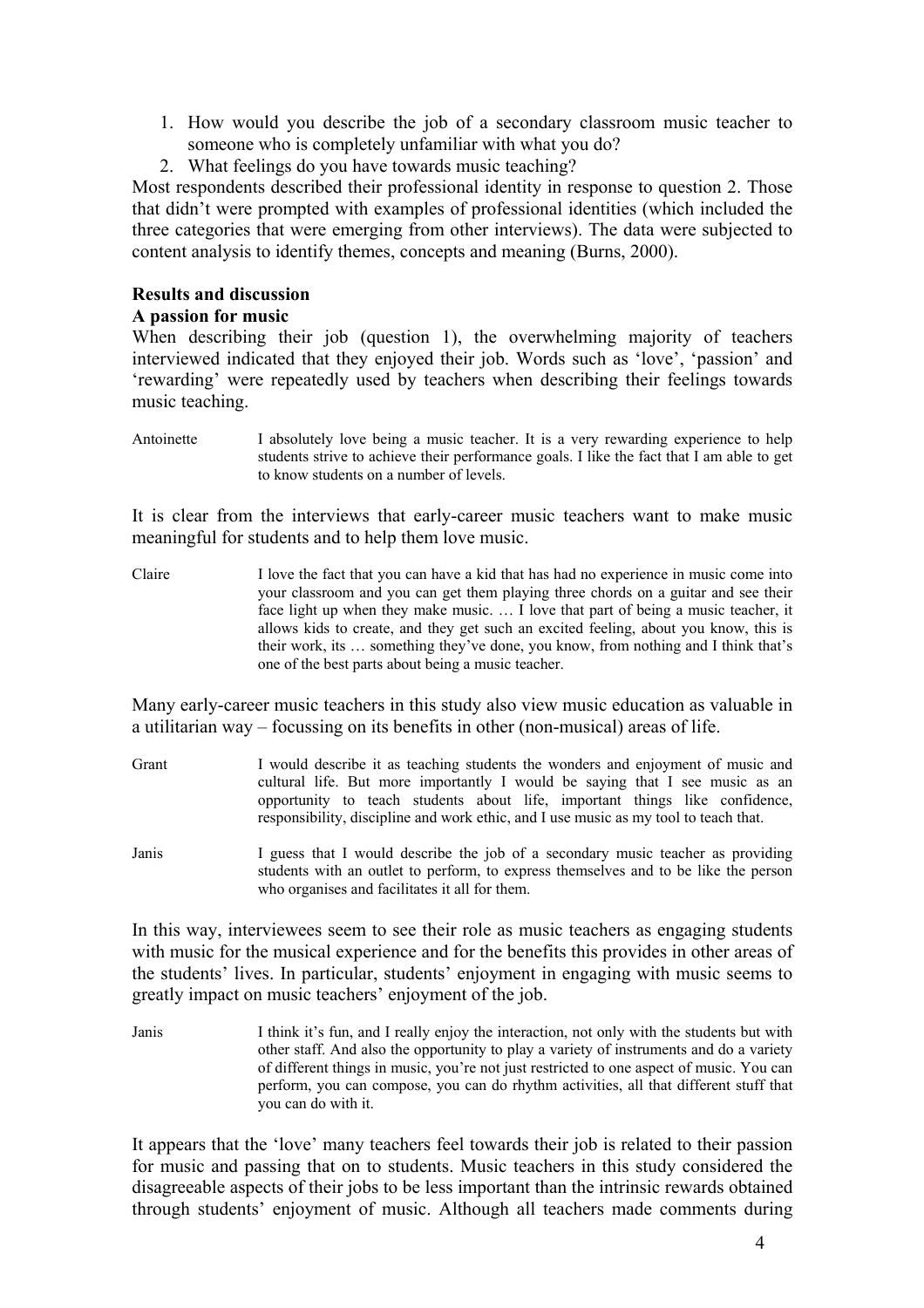1. How would you describe the job of a secondary classroom music teacher to someone who is completely unfamiliar with what you do?
2. What feelings do you have towards music teaching?

Most respondents described their professional identity in response to question 2. Those that didn't were prompted with examples of professional identities (which included the three categories that were emerging from other interviews). The data were subjected to content analysis to identify themes, concepts and meaning (Burns, 2000).

## Results and discussion

### A passion for music

When describing their job (question 1), the overwhelming majority of teachers interviewed indicated that they enjoyed their job. Words such as 'love', 'passion' and 'rewarding' were repeatedly used by teachers when describing their feelings towards music teaching.

Antoinette: I absolutely love being a music teacher. It is a very rewarding experience to help students strive to achieve their performance goals. I like the fact that I am able to get to know students on a number of levels.

It is clear from the interviews that early-career music teachers want to make music meaningful for students and to help them love music.

Claire: I love the fact that you can have a kid that has had no experience in music come into your classroom and you can get them playing three chords on a guitar and see their face light up when they make music. … I love that part of being a music teacher, it allows kids to create, and they get such an excited feeling, about you know, this is their work, its … something they've done, you know, from nothing and I think that's one of the best parts about being a music teacher.

Many early-career music teachers in this study also view music education as valuable in a utilitarian way – focussing on its benefits in other (non-musical) areas of life.

Grant: I would describe it as teaching students the wonders and enjoyment of music and cultural life. But more importantly I would be saying that I see music as an opportunity to teach students about life, important things like confidence, responsibility, discipline and work ethic, and I use music as my tool to teach that.

Janis: I guess that I would describe the job of a secondary music teacher as providing students with an outlet to perform, to express themselves and to be like the person who organises and facilitates it all for them.

In this way, interviewees seem to see their role as music teachers as engaging students with music for the musical experience and for the benefits this provides in other areas of the students' lives. In particular, students' enjoyment in engaging with music seems to greatly impact on music teachers' enjoyment of the job.

Janis: I think it's fun, and I really enjoy the interaction, not only with the students but with other staff. And also the opportunity to play a variety of instruments and do a variety of different things in music, you're not just restricted to one aspect of music. You can perform, you can compose, you can do rhythm activities, all that different stuff that you can do with it.

It appears that the 'love' many teachers feel towards their job is related to their passion for music and passing that on to students. Music teachers in this study considered the disagreeable aspects of their jobs to be less important than the intrinsic rewards obtained through students' enjoyment of music. Although all teachers made comments during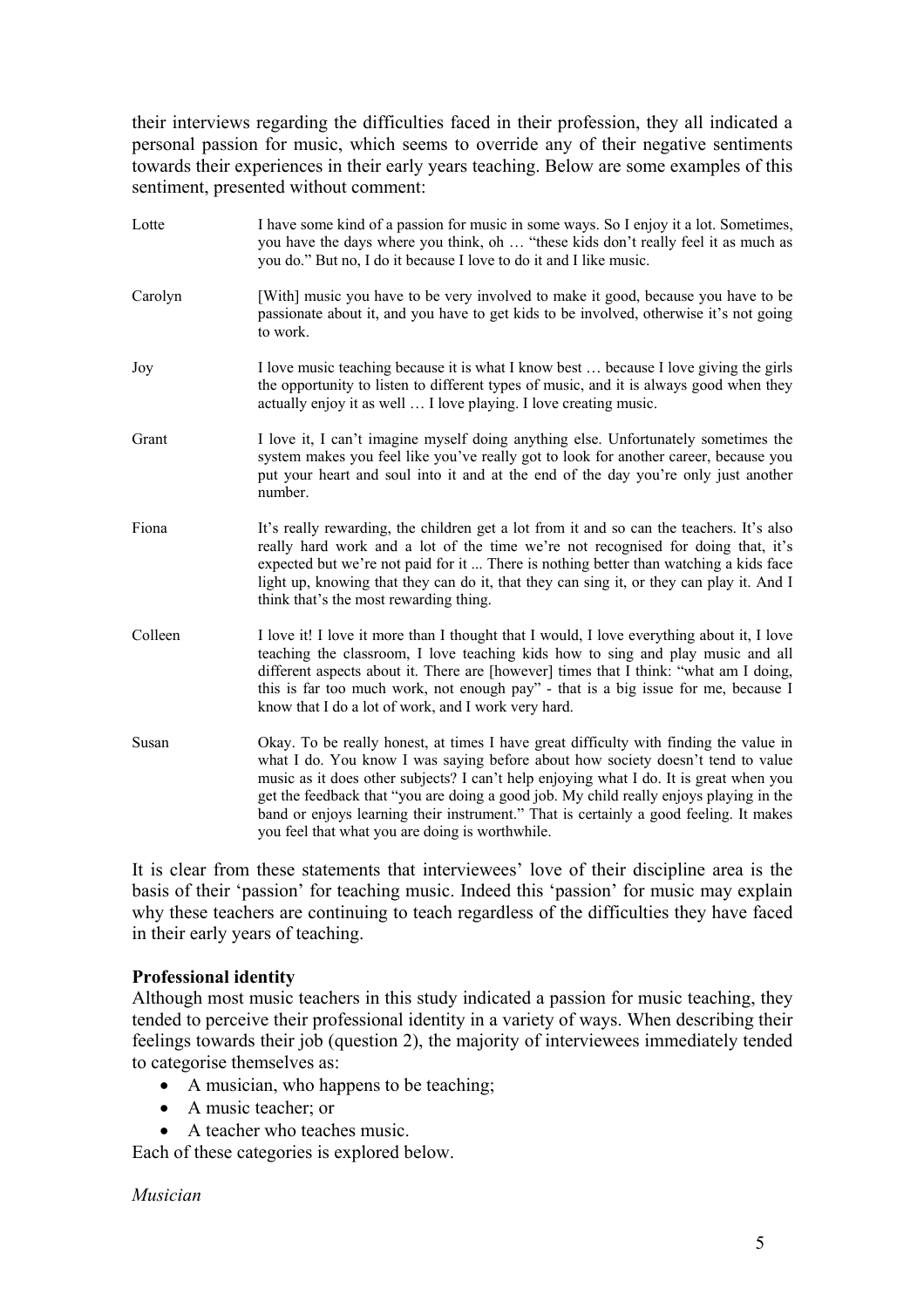their interviews regarding the difficulties faced in their profession, they all indicated a personal passion for music, which seems to override any of their negative sentiments towards their experiences in their early years teaching. Below are some examples of this sentiment, presented without comment:

| | |
|---|---|
| Lotte | I have some kind of a passion for music in some ways. So I enjoy it a lot. Sometimes, you have the days where you think, oh … “these kids don’t really feel it as much as you do.” But no, I do it because I love to do it and I like music. |
| Carolyn | [With] music you have to be very involved to make it good, because you have to be passionate about it, and you have to get kids to be involved, otherwise it’s not going to work. |
| Joy | I love music teaching because it is what I know best … because I love giving the girls the opportunity to listen to different types of music, and it is always good when they actually enjoy it as well … I love playing. I love creating music. |
| Grant | I love it, I can’t imagine myself doing anything else. Unfortunately sometimes the system makes you feel like you’ve really got to look for another career, because you put your heart and soul into it and at the end of the day you’re only just another number. |
| Fiona | It’s really rewarding, the children get a lot from it and so can the teachers. It’s also really hard work and a lot of the time we’re not recognised for doing that, it’s expected but we’re not paid for it ... There is nothing better than watching a kids face light up, knowing that they can do it, that they can sing it, or they can play it. And I think that’s the most rewarding thing. |
| Colleen | I love it! I love it more than I thought that I would, I love everything about it, I love teaching the classroom, I love teaching kids how to sing and play music and all different aspects about it. There are [however] times that I think: “what am I doing, this is far too much work, not enough pay” - that is a big issue for me, because I know that I do a lot of work, and I work very hard. |
| Susan | Okay. To be really honest, at times I have great difficulty with finding the value in what I do. You know I was saying before about how society doesn’t tend to value music as it does other subjects? I can’t help enjoying what I do. It is great when you get the feedback that “you are doing a good job. My child really enjoys playing in the band or enjoys learning their instrument.” That is certainly a good feeling. It makes you feel that what you are doing is worthwhile. |

It is clear from these statements that interviewees’ love of their discipline area is the basis of their ‘passion’ for teaching music. Indeed this ‘passion’ for music may explain why these teachers are continuing to teach regardless of the difficulties they have faced in their early years of teaching.

**Professional identity**

Although most music teachers in this study indicated a passion for music teaching, they tended to perceive their professional identity in a variety of ways. When describing their feelings towards their job (question 2), the majority of interviewees immediately tended to categorise themselves as:

- A musician, who happens to be teaching;
- A music teacher; or
- A teacher who teaches music.

Each of these categories is explored below.

*Musician*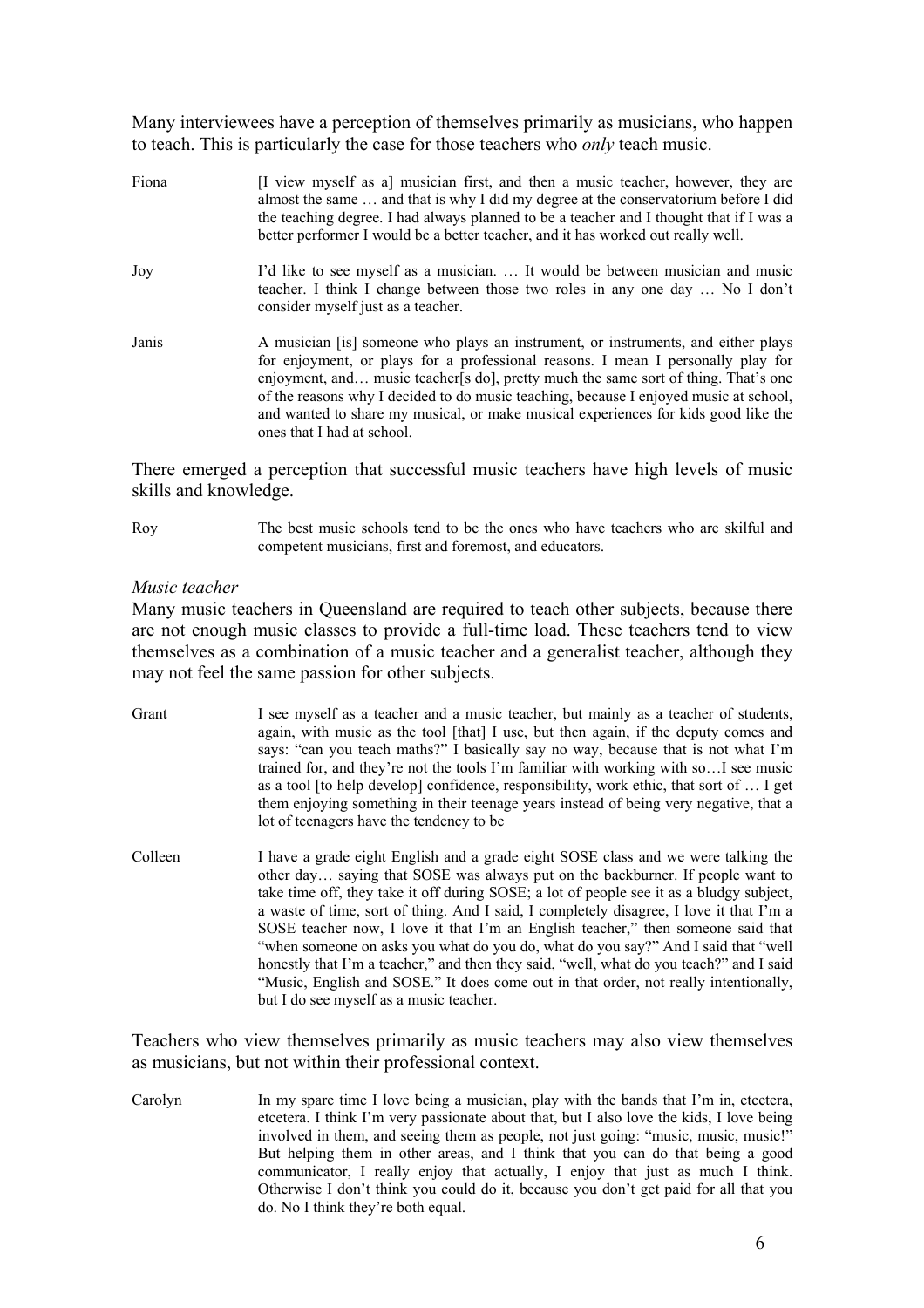Many interviewees have a perception of themselves primarily as musicians, who happen to teach. This is particularly the case for those teachers who *only* teach music.

| | |
|---|---|
| Fiona | [I view myself as a] musician first, and then a music teacher, however, they are almost the same … and that is why I did my degree at the conservatorium before I did the teaching degree. I had always planned to be a teacher and I thought that if I was a better performer I would be a better teacher, and it has worked out really well. |
| Joy | I'd like to see myself as a musician. … It would be between musician and music teacher. I think I change between those two roles in any one day … No I don't consider myself just as a teacher. |
| Janis | A musician [is] someone who plays an instrument, or instruments, and either plays for enjoyment, or plays for a professional reasons. I mean I personally play for enjoyment, and… music teacher[s do], pretty much the same sort of thing. That's one of the reasons why I decided to do music teaching, because I enjoyed music at school, and wanted to share my musical, or make musical experiences for kids good like the ones that I had at school. |

There emerged a perception that successful music teachers have high levels of music skills and knowledge.

| | |
|---|---|
| Roy | The best music schools tend to be the ones who have teachers who are skilful and competent musicians, first and foremost, and educators. |

*Music teacher*

Many music teachers in Queensland are required to teach other subjects, because there are not enough music classes to provide a full-time load. These teachers tend to view themselves as a combination of a music teacher and a generalist teacher, although they may not feel the same passion for other subjects.

| | |
|---|---|
| Grant | I see myself as a teacher and a music teacher, but mainly as a teacher of students, again, with music as the tool [that] I use, but then again, if the deputy comes and says: "can you teach maths?" I basically say no way, because that is not what I'm trained for, and they're not the tools I'm familiar with working with so…I see music as a tool [to help develop] confidence, responsibility, work ethic, that sort of … I get them enjoying something in their teenage years instead of being very negative, that a lot of teenagers have the tendency to be |
| Colleen | I have a grade eight English and a grade eight SOSE class and we were talking the other day… saying that SOSE was always put on the backburner. If people want to take time off, they take it off during SOSE; a lot of people see it as a bludgy subject, a waste of time, sort of thing. And I said, I completely disagree, I love it that I'm a SOSE teacher now, I love it that I'm an English teacher," then someone said that "when someone on asks you what do you do, what do you say?" And I said that "well honestly that I'm a teacher," and then they said, "well, what do you teach?" and I said "Music, English and SOSE." It does come out in that order, not really intentionally, but I do see myself as a music teacher. |

Teachers who view themselves primarily as music teachers may also view themselves as musicians, but not within their professional context.

| | |
|---|---|
| Carolyn | In my spare time I love being a musician, play with the bands that I'm in, etcetera, etcetera. I think I'm very passionate about that, but I also love the kids, I love being involved in them, and seeing them as people, not just going: "music, music, music!" But helping them in other areas, and I think that you can do that being a good communicator, I really enjoy that actually, I enjoy that just as much I think. Otherwise I don't think you could do it, because you don't get paid for all that you do. No I think they're both equal. |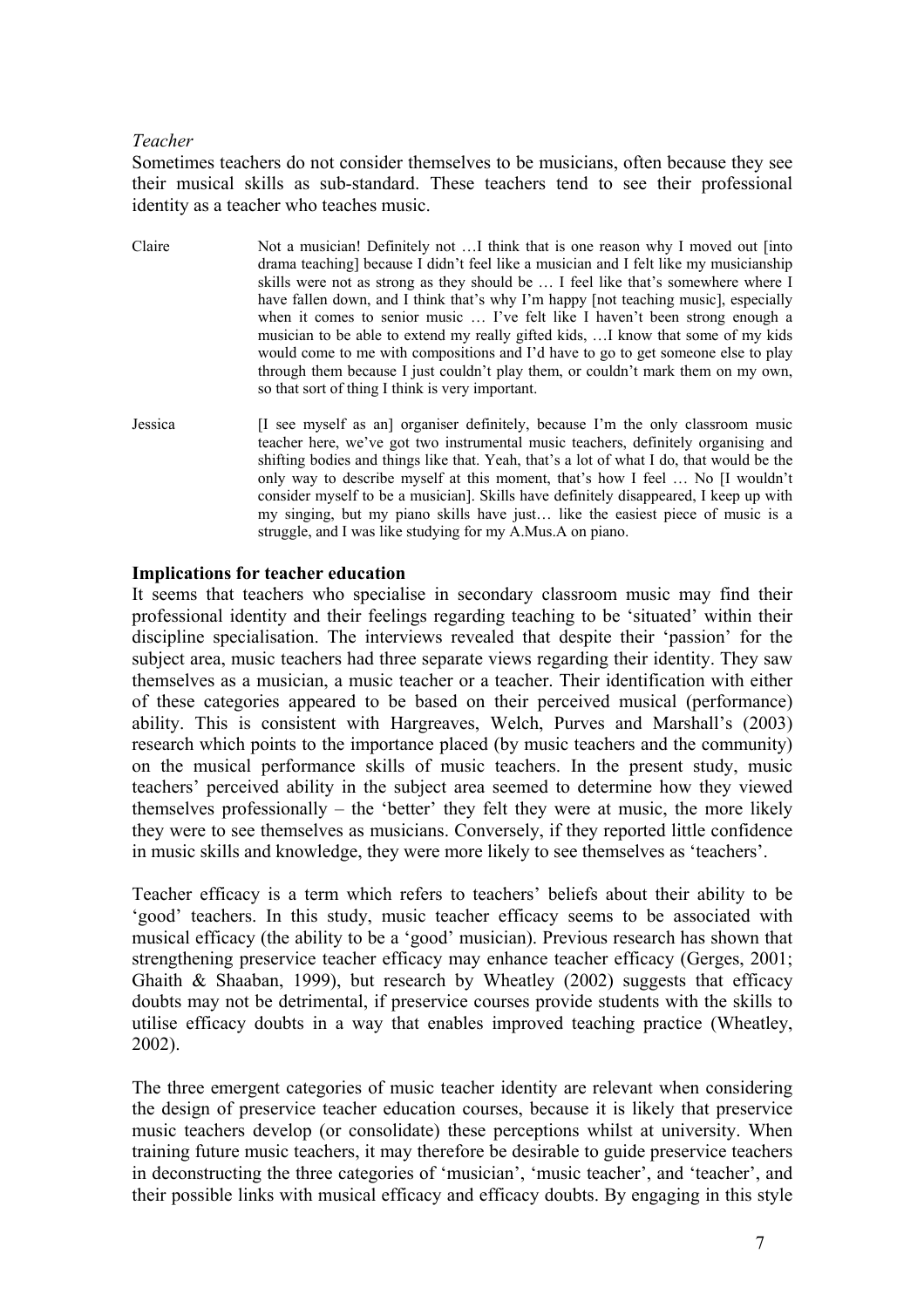*Teacher*

Sometimes teachers do not consider themselves to be musicians, often because they see their musical skills as sub-standard. These teachers tend to see their professional identity as a teacher who teaches music.

Claire Not a musician! Definitely not …I think that is one reason why I moved out [into drama teaching] because I didn't feel like a musician and I felt like my musicianship skills were not as strong as they should be … I feel like that's somewhere where I have fallen down, and I think that's why I'm happy [not teaching music], especially when it comes to senior music … I've felt like I haven't been strong enough a musician to be able to extend my really gifted kids, …I know that some of my kids would come to me with compositions and I'd have to go to get someone else to play through them because I just couldn't play them, or couldn't mark them on my own, so that sort of thing I think is very important.

Jessica [I see myself as an] organiser definitely, because I'm the only classroom music teacher here, we've got two instrumental music teachers, definitely organising and shifting bodies and things like that. Yeah, that's a lot of what I do, that would be the only way to describe myself at this moment, that's how I feel … No [I wouldn't consider myself to be a musician]. Skills have definitely disappeared, I keep up with my singing, but my piano skills have just… like the easiest piece of music is a struggle, and I was like studying for my A.Mus.A on piano.

**Implications for teacher education**

It seems that teachers who specialise in secondary classroom music may find their professional identity and their feelings regarding teaching to be 'situated' within their discipline specialisation. The interviews revealed that despite their 'passion' for the subject area, music teachers had three separate views regarding their identity. They saw themselves as a musician, a music teacher or a teacher. Their identification with either of these categories appeared to be based on their perceived musical (performance) ability. This is consistent with Hargreaves, Welch, Purves and Marshall's (2003) research which points to the importance placed (by music teachers and the community) on the musical performance skills of music teachers. In the present study, music teachers' perceived ability in the subject area seemed to determine how they viewed themselves professionally – the 'better' they felt they were at music, the more likely they were to see themselves as musicians. Conversely, if they reported little confidence in music skills and knowledge, they were more likely to see themselves as 'teachers'.

Teacher efficacy is a term which refers to teachers' beliefs about their ability to be 'good' teachers. In this study, music teacher efficacy seems to be associated with musical efficacy (the ability to be a 'good' musician). Previous research has shown that strengthening preservice teacher efficacy may enhance teacher efficacy (Gerges, 2001; Ghaith & Shaaban, 1999), but research by Wheatley (2002) suggests that efficacy doubts may not be detrimental, if preservice courses provide students with the skills to utilise efficacy doubts in a way that enables improved teaching practice (Wheatley, 2002).

The three emergent categories of music teacher identity are relevant when considering the design of preservice teacher education courses, because it is likely that preservice music teachers develop (or consolidate) these perceptions whilst at university. When training future music teachers, it may therefore be desirable to guide preservice teachers in deconstructing the three categories of 'musician', 'music teacher', and 'teacher', and their possible links with musical efficacy and efficacy doubts. By engaging in this style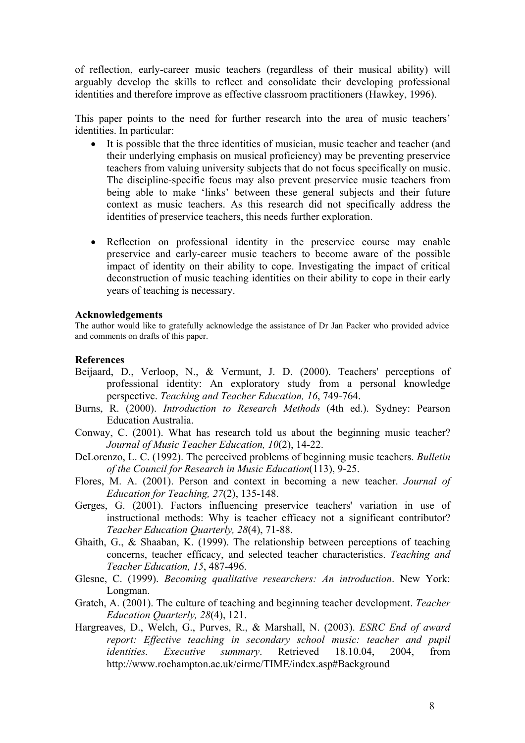of reflection, early-career music teachers (regardless of their musical ability) will arguably develop the skills to reflect and consolidate their developing professional identities and therefore improve as effective classroom practitioners (Hawkey, 1996).

This paper points to the need for further research into the area of music teachers' identities. In particular:

- It is possible that the three identities of musician, music teacher and teacher (and their underlying emphasis on musical proficiency) may be preventing preservice teachers from valuing university subjects that do not focus specifically on music. The discipline-specific focus may also prevent preservice music teachers from being able to make 'links' between these general subjects and their future context as music teachers. As this research did not specifically address the identities of preservice teachers, this needs further exploration.

- Reflection on professional identity in the preservice course may enable preservice and early-career music teachers to become aware of the possible impact of identity on their ability to cope. Investigating the impact of critical deconstruction of music teaching identities on their ability to cope in their early years of teaching is necessary.

**Acknowledgements**

The author would like to gratefully acknowledge the assistance of Dr Jan Packer who provided advice and comments on drafts of this paper.

**References**

Beijaard, D., Verloop, N., & Vermunt, J. D. (2000). Teachers' perceptions of professional identity: An exploratory study from a personal knowledge perspective. *Teaching and Teacher Education, 16*, 749-764.

Burns, R. (2000). *Introduction to Research Methods* (4th ed.). Sydney: Pearson Education Australia.

Conway, C. (2001). What has research told us about the beginning music teacher? *Journal of Music Teacher Education, 10*(2), 14-22.

DeLorenzo, L. C. (1992). The perceived problems of beginning music teachers. *Bulletin of the Council for Research in Music Education*(113), 9-25.

Flores, M. A. (2001). Person and context in becoming a new teacher. *Journal of Education for Teaching, 27*(2), 135-148.

Gerges, G. (2001). Factors influencing preservice teachers' variation in use of instructional methods: Why is teacher efficacy not a significant contributor? *Teacher Education Quarterly, 28*(4), 71-88.

Ghaith, G., & Shaaban, K. (1999). The relationship between perceptions of teaching concerns, teacher efficacy, and selected teacher characteristics. *Teaching and Teacher Education, 15*, 487-496.

Glesne, C. (1999). *Becoming qualitative researchers: An introduction*. New York: Longman.

Gratch, A. (2001). The culture of teaching and beginning teacher development. *Teacher Education Quarterly, 28*(4), 121.

Hargreaves, D., Welch, G., Purves, R., & Marshall, N. (2003). *ESRC End of award report: Effective teaching in secondary school music: teacher and pupil identities. Executive summary*. Retrieved 18.10.04, 2004, from http://www.roehampton.ac.uk/cirme/TIME/index.asp#Background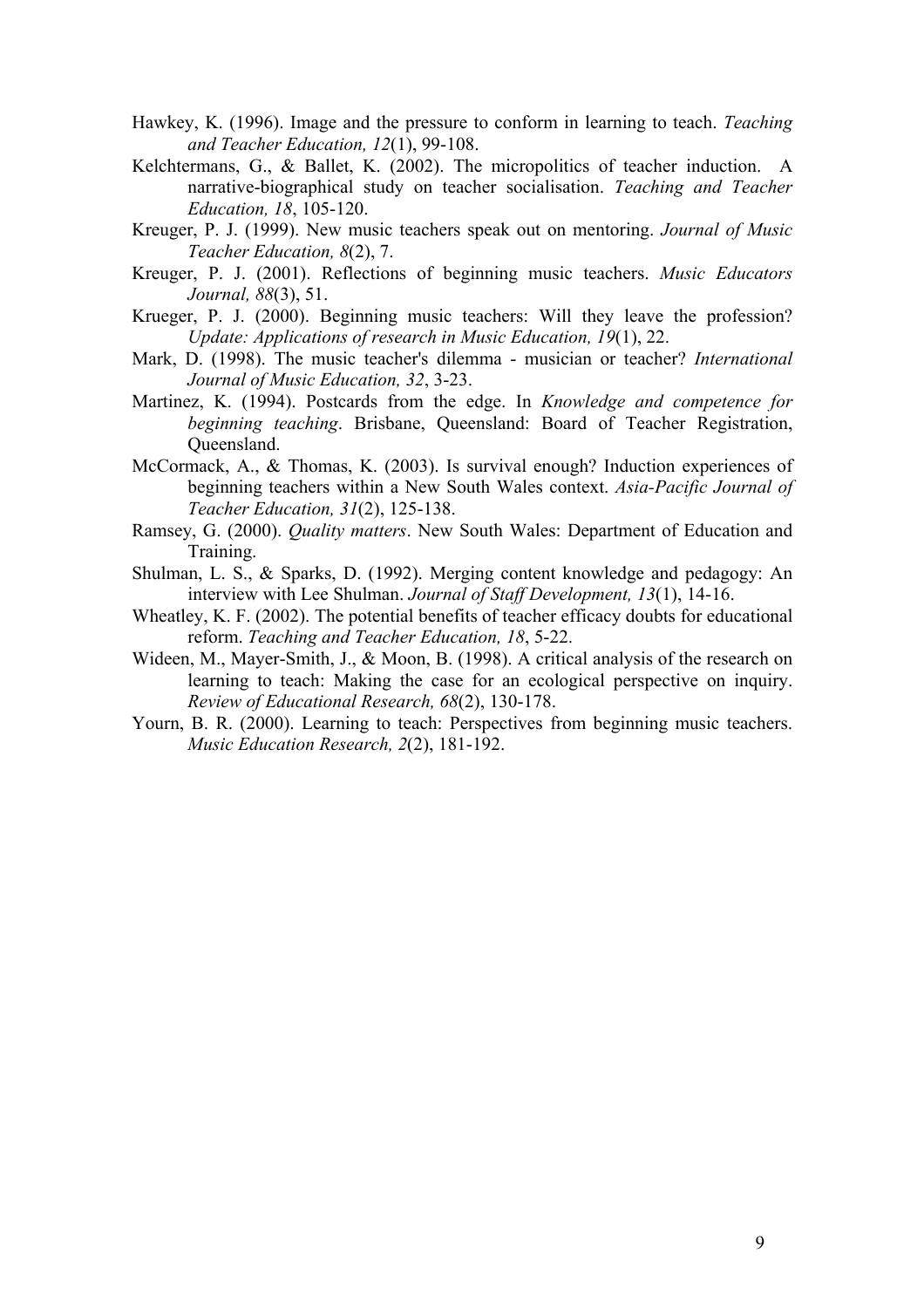Hawkey, K. (1996). Image and the pressure to conform in learning to teach. *Teaching and Teacher Education, 12*(1), 99-108.

Kelchtermans, G., & Ballet, K. (2002). The micropolitics of teacher induction. A narrative-biographical study on teacher socialisation. *Teaching and Teacher Education, 18*, 105-120.

Kreuger, P. J. (1999). New music teachers speak out on mentoring. *Journal of Music Teacher Education, 8*(2), 7.

Kreuger, P. J. (2001). Reflections of beginning music teachers. *Music Educators Journal, 88*(3), 51.

Krueger, P. J. (2000). Beginning music teachers: Will they leave the profession? *Update: Applications of research in Music Education, 19*(1), 22.

Mark, D. (1998). The music teacher's dilemma - musician or teacher? *International Journal of Music Education, 32*, 3-23.

Martinez, K. (1994). Postcards from the edge. In *Knowledge and competence for beginning teaching*. Brisbane, Queensland: Board of Teacher Registration, Queensland.

McCormack, A., & Thomas, K. (2003). Is survival enough? Induction experiences of beginning teachers within a New South Wales context. *Asia-Pacific Journal of Teacher Education, 31*(2), 125-138.

Ramsey, G. (2000). *Quality matters*. New South Wales: Department of Education and Training.

Shulman, L. S., & Sparks, D. (1992). Merging content knowledge and pedagogy: An interview with Lee Shulman. *Journal of Staff Development, 13*(1), 14-16.

Wheatley, K. F. (2002). The potential benefits of teacher efficacy doubts for educational reform. *Teaching and Teacher Education, 18*, 5-22.

Wideen, M., Mayer-Smith, J., & Moon, B. (1998). A critical analysis of the research on learning to teach: Making the case for an ecological perspective on inquiry. *Review of Educational Research, 68*(2), 130-178.

Yourn, B. R. (2000). Learning to teach: Perspectives from beginning music teachers. *Music Education Research, 2*(2), 181-192.